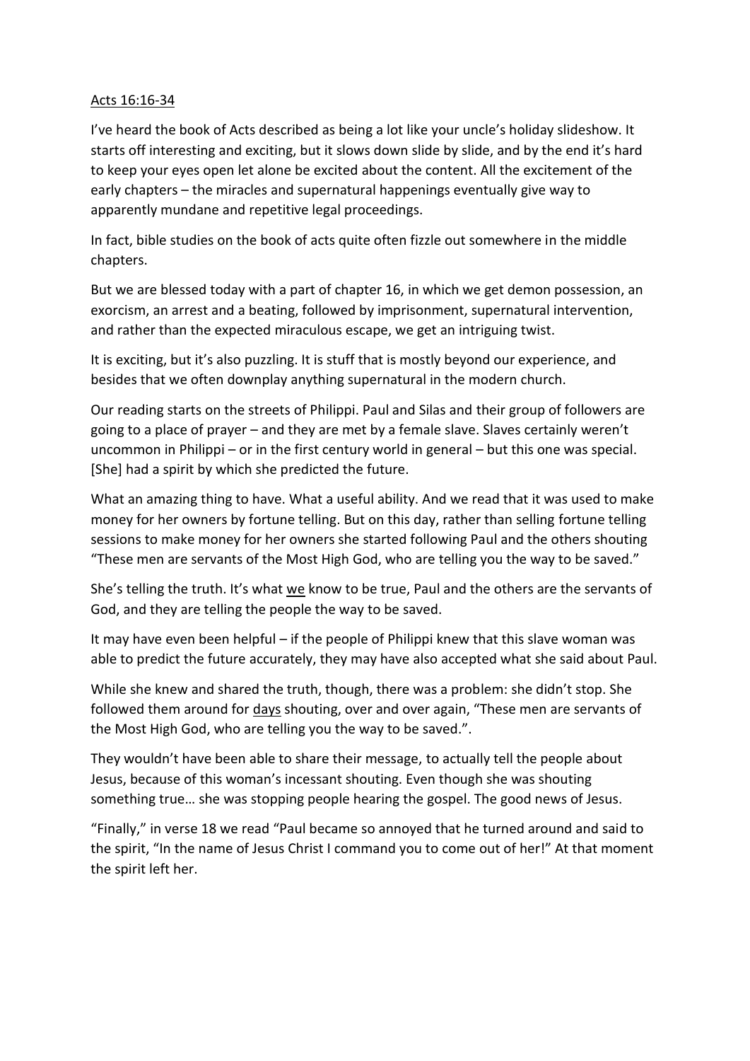Acts 16:16-34

I've heard the book of Acts described as being a lot like your uncle's holiday slideshow. It starts off interesting and exciting, but it slows down slide by slide, and by the end it's hard to keep your eyes open let alone be excited about the content. All the excitement of the early chapters – the miracles and supernatural happenings eventually give way to apparently mundane and repetitive legal proceedings.

In fact, bible studies on the book of acts quite often fizzle out somewhere in the middle chapters.

But we are blessed today with a part of chapter 16, in which we get demon possession, an exorcism, an arrest and a beating, followed by imprisonment, supernatural intervention, and rather than the expected miraculous escape, we get an intriguing twist.

It is exciting, but it's also puzzling. It is stuff that is mostly beyond our experience, and besides that we often downplay anything supernatural in the modern church.

Our reading starts on the streets of Philippi. Paul and Silas and their group of followers are going to a place of prayer – and they are met by a female slave. Slaves certainly weren't uncommon in Philippi – or in the first century world in general – but this one was special. [She] had a spirit by which she predicted the future.

What an amazing thing to have. What a useful ability. And we read that it was used to make money for her owners by fortune telling. But on this day, rather than selling fortune telling sessions to make money for her owners she started following Paul and the others shouting "These men are servants of the Most High God, who are telling you the way to be saved."

She's telling the truth. It's what we know to be true, Paul and the others are the servants of God, and they are telling the people the way to be saved.

It may have even been helpful – if the people of Philippi knew that this slave woman was able to predict the future accurately, they may have also accepted what she said about Paul.

While she knew and shared the truth, though, there was a problem: she didn't stop. She followed them around for days shouting, over and over again, "These men are servants of the Most High God, who are telling you the way to be saved.".

They wouldn't have been able to share their message, to actually tell the people about Jesus, because of this woman's incessant shouting. Even though she was shouting something true… she was stopping people hearing the gospel. The good news of Jesus.

"Finally," in verse 18 we read "Paul became so annoyed that he turned around and said to the spirit, "In the name of Jesus Christ I command you to come out of her!" At that moment the spirit left her.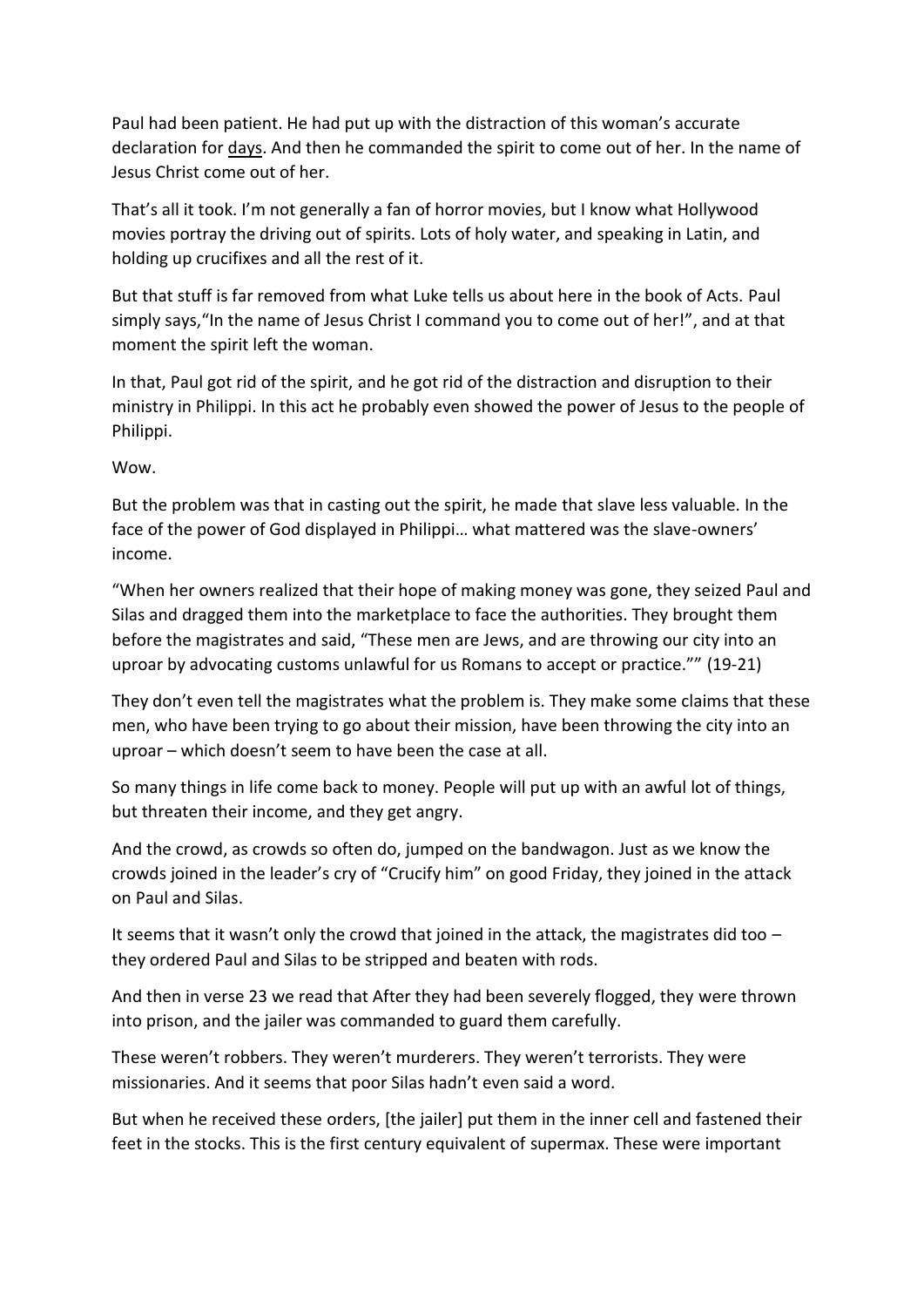Paul had been patient. He had put up with the distraction of this woman's accurate declaration for <u>days</u>. And then he commanded the spirit to come out of her. In the name of Jesus Christ come out of her.

That's all it took. I'm not generally a fan of horror movies, but I know what Hollywood movies portray the driving out of spirits. Lots of holy water, and speaking in Latin, and holding up crucifixes and all the rest of it.

But that stuff is far removed from what Luke tells us about here in the book of Acts. Paul simply says,"In the name of Jesus Christ I command you to come out of her!", and at that moment the spirit left the woman.

In that, Paul got rid of the spirit, and he got rid of the distraction and disruption to their ministry in Philippi. In this act he probably even showed the power of Jesus to the people of Philippi.

Wow.

But the problem was that in casting out the spirit, he made that slave less valuable. In the face of the power of God displayed in Philippi… what mattered was the slave-owners' income.

"When her owners realized that their hope of making money was gone, they seized Paul and Silas and dragged them into the marketplace to face the authorities. They brought them before the magistrates and said, "These men are Jews, and are throwing our city into an uproar by advocating customs unlawful for us Romans to accept or practice."" (19-21)

They don't even tell the magistrates what the problem is. They make some claims that these men, who have been trying to go about their mission, have been throwing the city into an uproar – which doesn't seem to have been the case at all.

So many things in life come back to money. People will put up with an awful lot of things, but threaten their income, and they get angry.

And the crowd, as crowds so often do, jumped on the bandwagon. Just as we know the crowds joined in the leader's cry of "Crucify him" on good Friday, they joined in the attack on Paul and Silas.

It seems that it wasn't only the crowd that joined in the attack, the magistrates did too – they ordered Paul and Silas to be stripped and beaten with rods.

And then in verse 23 we read that After they had been severely flogged, they were thrown into prison, and the jailer was commanded to guard them carefully.

These weren't robbers. They weren't murderers. They weren't terrorists. They were missionaries. And it seems that poor Silas hadn't even said a word.

But when he received these orders, [the jailer] put them in the inner cell and fastened their feet in the stocks. This is the first century equivalent of supermax. These were important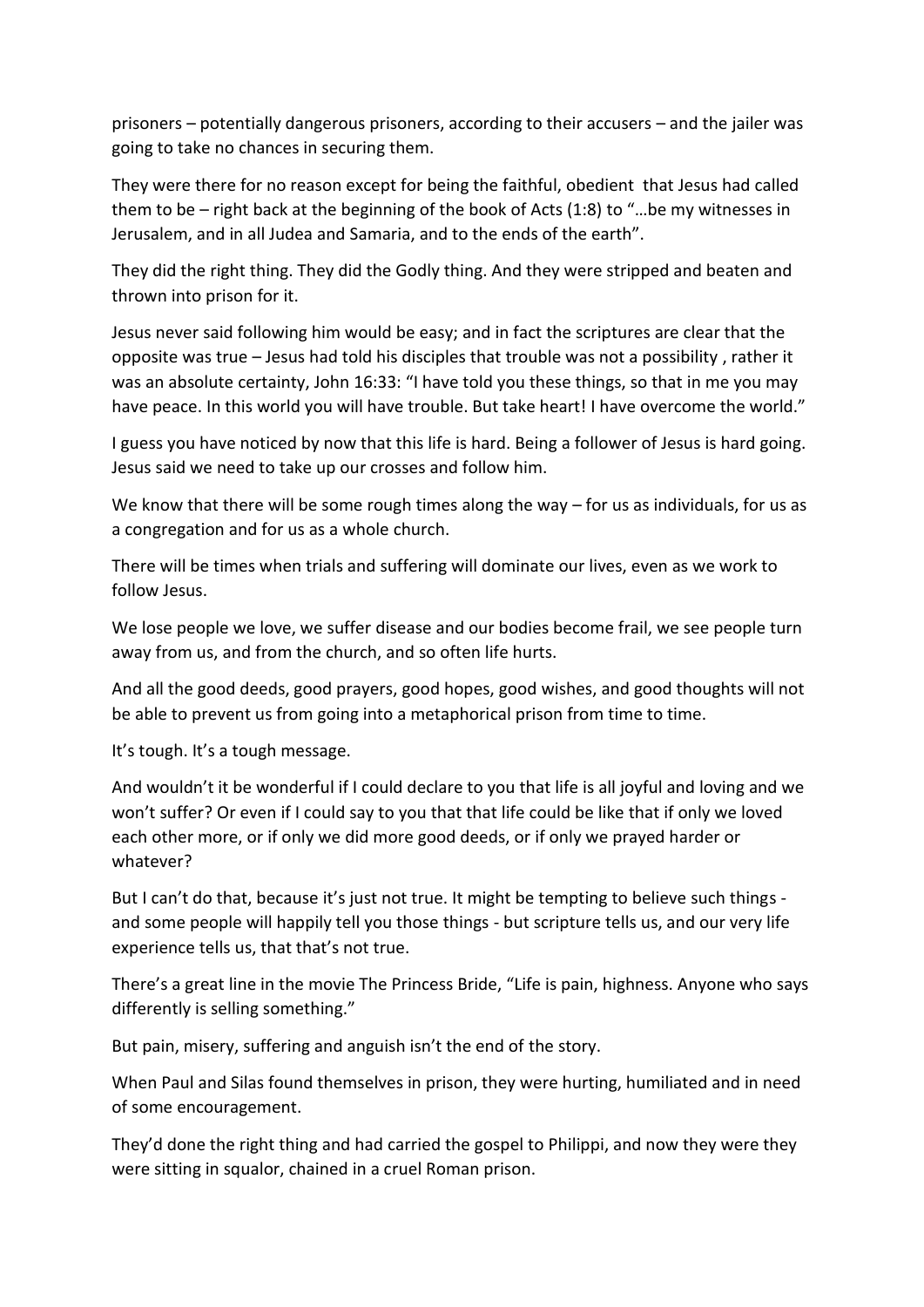prisoners – potentially dangerous prisoners, according to their accusers – and the jailer was going to take no chances in securing them.

They were there for no reason except for being the faithful, obedient  that Jesus had called them to be – right back at the beginning of the book of Acts (1:8) to "…be my witnesses in Jerusalem, and in all Judea and Samaria, and to the ends of the earth".

They did the right thing. They did the Godly thing. And they were stripped and beaten and thrown into prison for it.

Jesus never said following him would be easy; and in fact the scriptures are clear that the opposite was true – Jesus had told his disciples that trouble was not a possibility , rather it was an absolute certainty, John 16:33: "I have told you these things, so that in me you may have peace. In this world you will have trouble. But take heart! I have overcome the world."

I guess you have noticed by now that this life is hard. Being a follower of Jesus is hard going. Jesus said we need to take up our crosses and follow him.

We know that there will be some rough times along the way – for us as individuals, for us as a congregation and for us as a whole church.

There will be times when trials and suffering will dominate our lives, even as we work to follow Jesus.

We lose people we love, we suffer disease and our bodies become frail, we see people turn away from us, and from the church, and so often life hurts.

And all the good deeds, good prayers, good hopes, good wishes, and good thoughts will not be able to prevent us from going into a metaphorical prison from time to time.

It's tough. It's a tough message.

And wouldn't it be wonderful if I could declare to you that life is all joyful and loving and we won't suffer? Or even if I could say to you that that life could be like that if only we loved each other more, or if only we did more good deeds, or if only we prayed harder or whatever?

But I can't do that, because it's just not true. It might be tempting to believe such things - and some people will happily tell you those things - but scripture tells us, and our very life experience tells us, that that's not true.

There's a great line in the movie The Princess Bride, "Life is pain, highness. Anyone who says differently is selling something."

But pain, misery, suffering and anguish isn't the end of the story.

When Paul and Silas found themselves in prison, they were hurting, humiliated and in need of some encouragement.

They'd done the right thing and had carried the gospel to Philippi, and now they were they were sitting in squalor, chained in a cruel Roman prison.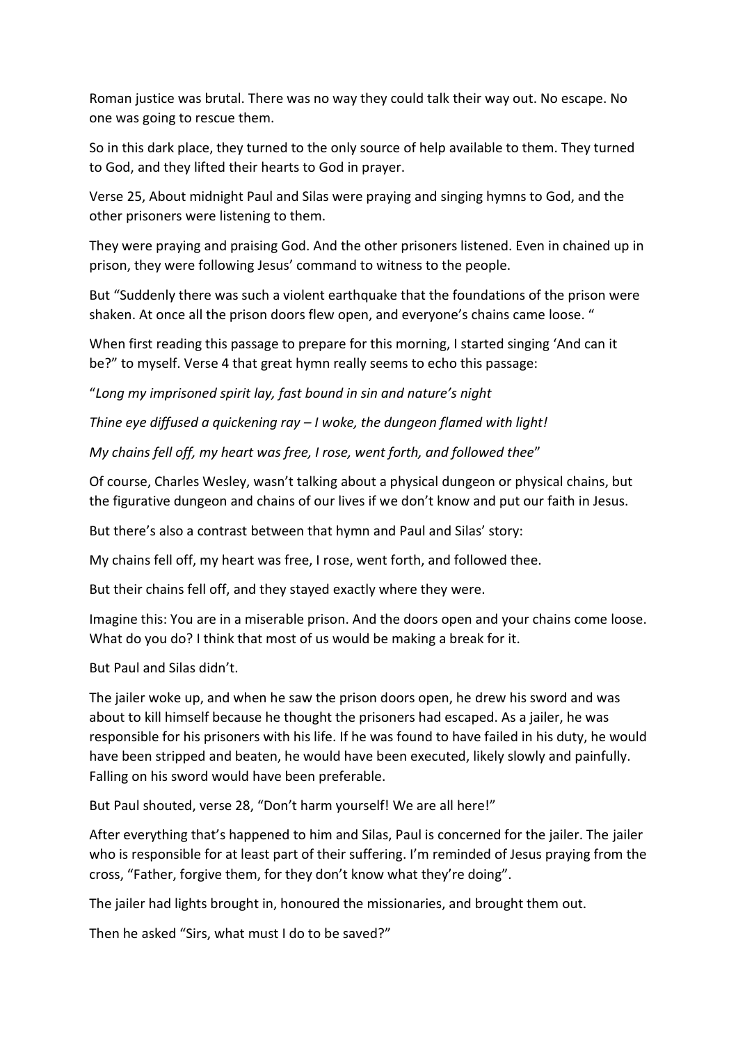Roman justice was brutal. There was no way they could talk their way out. No escape. No one was going to rescue them.

So in this dark place, they turned to the only source of help available to them. They turned to God, and they lifted their hearts to God in prayer.

Verse 25, About midnight Paul and Silas were praying and singing hymns to God, and the other prisoners were listening to them.

They were praying and praising God. And the other prisoners listened. Even in chained up in prison, they were following Jesus' command to witness to the people.

But "Suddenly there was such a violent earthquake that the foundations of the prison were shaken. At once all the prison doors flew open, and everyone's chains came loose. "

When first reading this passage to prepare for this morning, I started singing 'And can it be?" to myself. Verse 4 that great hymn really seems to echo this passage:

"*Long my imprisoned spirit lay, fast bound in sin and nature's night*

*Thine eye diffused a quickening ray – I woke, the dungeon flamed with light!*

*My chains fell off, my heart was free, I rose, went forth, and followed thee*"

Of course, Charles Wesley, wasn't talking about a physical dungeon or physical chains, but the figurative dungeon and chains of our lives if we don't know and put our faith in Jesus.

But there's also a contrast between that hymn and Paul and Silas' story:

My chains fell off, my heart was free, I rose, went forth, and followed thee.

But their chains fell off, and they stayed exactly where they were.

Imagine this: You are in a miserable prison. And the doors open and your chains come loose. What do you do? I think that most of us would be making a break for it.

But Paul and Silas didn't.

The jailer woke up, and when he saw the prison doors open, he drew his sword and was about to kill himself because he thought the prisoners had escaped. As a jailer, he was responsible for his prisoners with his life. If he was found to have failed in his duty, he would have been stripped and beaten, he would have been executed, likely slowly and painfully. Falling on his sword would have been preferable.

But Paul shouted, verse 28, "Don't harm yourself! We are all here!"

After everything that's happened to him and Silas, Paul is concerned for the jailer. The jailer who is responsible for at least part of their suffering. I'm reminded of Jesus praying from the cross, "Father, forgive them, for they don't know what they're doing".

The jailer had lights brought in, honoured the missionaries, and brought them out.

Then he asked "Sirs, what must I do to be saved?"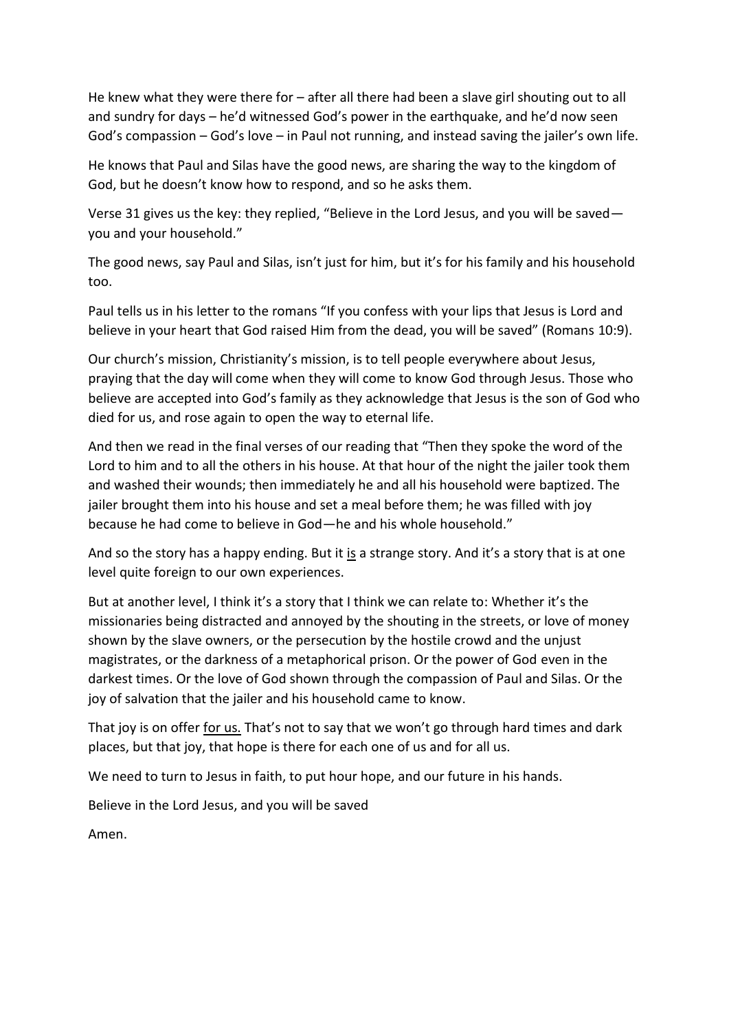He knew what they were there for – after all there had been a slave girl shouting out to all and sundry for days – he'd witnessed God's power in the earthquake, and he'd now seen God's compassion – God's love – in Paul not running, and instead saving the jailer's own life.

He knows that Paul and Silas have the good news, are sharing the way to the kingdom of God, but he doesn't know how to respond, and so he asks them.

Verse 31 gives us the key: they replied, "Believe in the Lord Jesus, and you will be saved—you and your household."

The good news, say Paul and Silas, isn't just for him, but it's for his family and his household too.

Paul tells us in his letter to the romans "If you confess with your lips that Jesus is Lord and believe in your heart that God raised Him from the dead, you will be saved" (Romans 10:9).

Our church's mission, Christianity's mission, is to tell people everywhere about Jesus, praying that the day will come when they will come to know God through Jesus. Those who believe are accepted into God's family as they acknowledge that Jesus is the son of God who died for us, and rose again to open the way to eternal life.

And then we read in the final verses of our reading that "Then they spoke the word of the Lord to him and to all the others in his house. At that hour of the night the jailer took them and washed their wounds; then immediately he and all his household were baptized. The jailer brought them into his house and set a meal before them; he was filled with joy because he had come to believe in God—he and his whole household."

And so the story has a happy ending. But it <u>is</u> a strange story. And it's a story that is at one level quite foreign to our own experiences.

But at another level, I think it's a story that I think we can relate to: Whether it's the missionaries being distracted and annoyed by the shouting in the streets, or love of money shown by the slave owners, or the persecution by the hostile crowd and the unjust magistrates, or the darkness of a metaphorical prison. Or the power of God even in the darkest times. Or the love of God shown through the compassion of Paul and Silas. Or the joy of salvation that the jailer and his household came to know.

That joy is on offer <u>for us.</u> That's not to say that we won't go through hard times and dark places, but that joy, that hope is there for each one of us and for all us.

We need to turn to Jesus in faith, to put hour hope, and our future in his hands.

Believe in the Lord Jesus, and you will be saved

Amen.